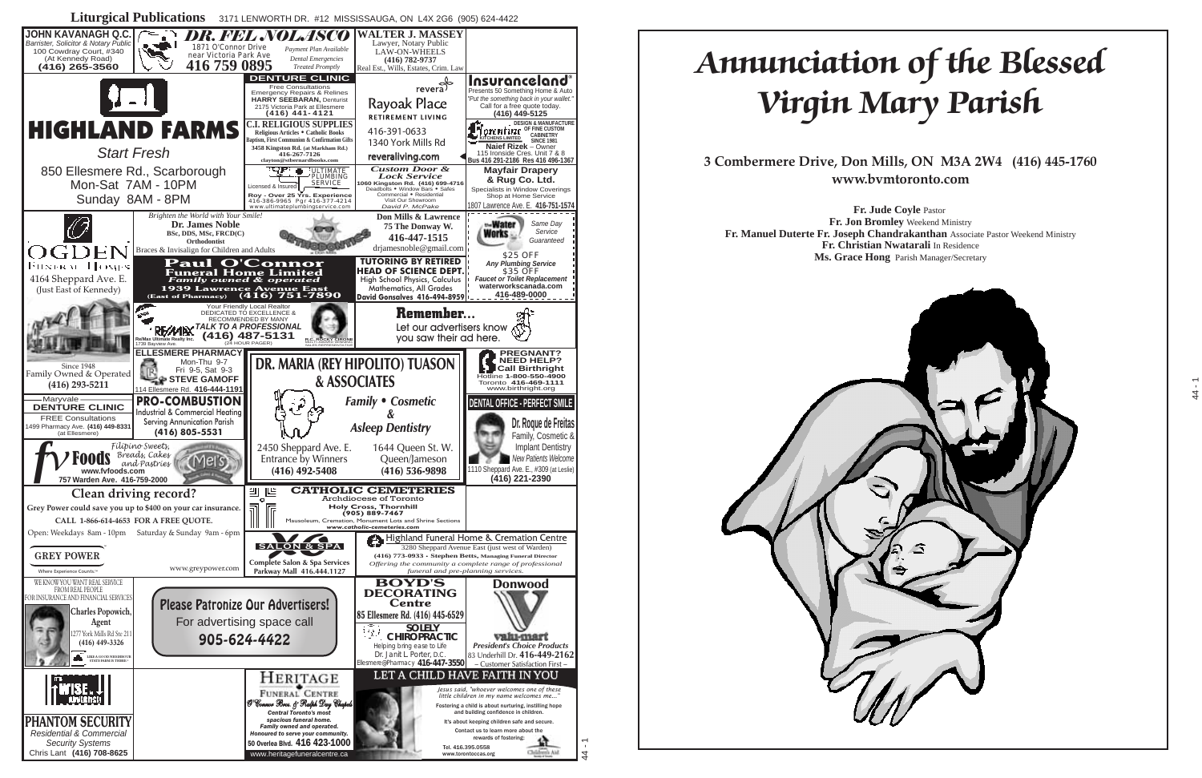**Liturgical Publications** 3171 LENWORTH DR. #12 MISSISSAUGA, ON L4X 2G6 (905) 624-4422

**JOHN KAVANAGH Q.C.**
Barrister, Solicitor & Notary Public
100 Cowdray Court, #340
(At Kennedy Road)
**(416) 265-3560**

**DR. FEL NOLASCO**
1871 O'Connor Drive near Victoria Park Ave
**416 759 0895**
*Payment Plan Available*
*Dental Emergencies Treated Promptly*

**WALTER J. MASSEY**
Lawyer, Notary Public
LAW-ON-WHEELS
**(416) 782-9737**
Real Est., Wills, Estates, Crim. Law

**HIGHLAND FARMS**
*Start Fresh*
850 Ellesmere Rd., Scarborough
Mon-Sat 7AM - 10PM
Sunday 8AM - 8PM

**DENTURE CLINIC**
Free Consultations
Emergency Repairs & Relines
**HARRY SEEBARAN,** Denturist
2175 Victoria Park at Ellesmere
**(416) 441-4121**

**C.I. RELIGIOUS SUPPLIES**
Religious Articles • Catholic Books
Baptism, First Communion & Confirmation Gifts
3458 Kingston Rd. (at Markham Rd.)
416-267-7126
clayton@stbernardbooks.com

**ULTIMATE PLUMBING SERVICE**
Licensed & Insured
**Roy - Over 25 Yrs. Experience**
416-386-9965 Pgr 416-377-4214
www.ultimateplumbingservice.com

revera
**Rayoak Place**
RETIREMENT LIVING
416-391-0633
1340 York Mills Rd
**reveraliving.com**

**Insuranceland®**
Presents 50 Something Home & Auto
*"Put the something back in your wallet."*
Call for a free quote today.
**(416) 449-5125**

**Florentine KITCHENS LIMITED**
DESIGN & MANUFACTURE OF FINE CUSTOM CABINETRY SINCE 1981
**Naief Rizek** – Owner
115 Ironside Cres. Unit 7 & 8
Bus 416 291-2186 Res 416 496-1367

***Custom Door & Lock Service***
1060 Kingston Rd. (416) 699-4716
Deadbolts • Window Bars • Safes
Commercial • Residential
Visit Our Showroom
*David P. McPake*

**Mayfair Drapery & Rug Co. Ltd.**
Specialists in Window Coverings
Shop at Home Service
1807 Lawrence Ave. E. **416-751-1574**

**OGDEN FUNERAL HOMES**
4164 Sheppard Ave. E.
(Just East of Kennedy)

*Brighten the World with Your Smile!*
**Dr. James Noble**
BSc, DDS, MSc, FRCD(C)
**Orthodontist**
Braces & Invisalign for Children and Adults

**Don Mills & Lawrence**
**75 The Donway W.**
**416-447-1515**
drjamesnoble@gmail.com

**the Water Works**
*Same Day Service Guaranteed*
$25 OFF
*Any Plumbing Service*
$35 OFF
*Faucet or Toilet Replacement*
**waterworkscanada.com**
**416-489-0000**

**Paul O'Connor Funeral Home Limited**
*Family owned & operated*
**1939 Lawrence Avenue East**
(East of Pharmacy) **(416) 751-7890**

**TUTORING BY RETIRED HEAD OF SCIENCE DEPT.**
High School Physics, Calculus
Mathematics, All Grades
**David Gonsalves 416-494-8959**

Your Friendly Local Realtor
DEDICATED TO EXCELLENCE & RECOMMENDED BY MANY
***TALK TO A PROFESSIONAL***
**RE/MAX** Re/Max Ultimate Realty Inc.
1739 Bayview Ave.
**(416) 487-5131**
(24 HOUR PAGER)
R.C. ROCKY CIRONE

**Remember...**
Let our advertisers know you saw their ad here.

**ELLESMERE PHARMACY**
Since 1948
Family Owned & Operated
**(416) 293-5211**
Mon-Thu 9-7
Fri 9-5, Sat 9-3
**STEVE GAMOFF**
114 Ellesmere Rd. **416-444-1191**

**DR. MARIA (REY HIPOLITO) TUASON & ASSOCIATES**
*Family • Cosmetic & Asleep Dentistry*
2450 Sheppard Ave. E.
Entrance by Winners
**(416) 492-5408**
1644 Queen St. W.
Queen/Jameson
**(416) 536-9898**

**PREGNANT? NEED HELP? Call Birthright**
Hotline **1-800-550-4900**
Toronto **416-469-1111**
www.birthright.org

**Maryvale DENTURE CLINIC**
FREE Consultations
1499 Pharmacy Ave. **(416) 449-8331** (at Ellesmere)

**PRO-COMBUSTION**
Industrial & Commercial Heating
Serving Annunciation Parish
**(416) 805-5531**

**DENTAL OFFICE - PERFECT SMILE**
**Dr. Roque de Freitas**
Family, Cosmetic & Implant Dentistry
*New Patients Welcome*
1110 Sheppard Ave. E., #309 (at Leslie)
**(416) 221-2390**

**fv Foods**
*Filipino Sweets, Breads, Cakes and Pastries*
**www.fvfoods.com**
**757 Warden Ave. 416-759-2000**

**Clean driving record?**
**Grey Power could save you up to $400 on your car insurance.**
**CALL 1-866-614-4653 FOR A FREE QUOTE.**
Open: Weekdays 8am - 10pm Saturday & Sunday 9am - 6pm
**GREY POWER**
Where Experience Counts™
www.greypower.com

**CATHOLIC CEMETERIES**
Archdiocese of Toronto
**Holy Cross, Thornhill**
**(905) 889-7467**
Mausoleum, Cremation, Monument Lots and Shrine Sections
*www.catholic-cemeteries.com*

**XS SALON & SPA**
**Complete Salon & Spa Services**
**Parkway Mall 416.444.1127**

**Highland Funeral Home & Cremation Centre**
3280 Sheppard Avenue East (just west of Warden)
**(416) 773-0933 • Stephen Betts,** Managing Funeral Director
*Offering the community a complete range of professional funeral and pre-planning services.*

WE KNOW YOU WANT REAL SERVICE FROM REAL PEOPLE FOR INSURANCE AND FINANCIAL SERVICES
**Charles Popowich, Agent**
1277 York Mills Rd Ste 211
**(416) 449-3326**
LIKE A GOOD NEIGHBOUR STATE FARM IS THERE®

**Please Patronize Our Advertisers!**
For advertising space call
**905-624-4422**

**BOYD'S DECORATING Centre**
**85 Ellesmere Rd. (416) 445-6529**

**Donwood valu-mart**
*President's Choice Products*
83 Underhill Dr. **416-449-2162**
– Customer Satisfaction First –

**SOLELY CHIROPRACTIC**
Helping bring ease to Life
Dr. Janit L. Porter, D.C.
Ellesmere@Pharmacy **416-447-3550**

**IT'S WISE TO ADVERTISE!**

**PHANTOM SECURITY**
*Residential & Commercial Security Systems*
Chris Lant **(416) 708-8625**

**HERITAGE FUNERAL CENTRE**
*O'Connor Bros. & Ralph Day Chapels*
*Central Toronto's most spacious funeral home.*
*Family owned and operated.*
*Honoured to serve your community.*
**50 Overlea Blvd. 416 423-1000**
www.heritagefuneralcentre.ca

**LET A CHILD HAVE FAITH IN YOU**
*Jesus said, "whoever welcomes one of these little children in my name welcomes me..."*
Fostering a child is about nurturing, instilling hope and building confidence in children.
It's about keeping children safe and secure.
Contact us to learn more about the rewards of fostering:
Tel. 416.395.0558
www.torontoccas.org
Children's Aid Society of Toronto

# *Annunciation of the Blessed Virgin Mary Parish*

**3 Combermere Drive, Don Mills, ON M3A 2W4 (416) 445-1760**
**www.bvmtoronto.com**

**Fr. Jude Coyle** Pastor
**Fr. Jon Bromley** Weekend Ministry
**Fr. Manuel Duterte Fr. Joseph Chandrakanthan** Associate Pastor Weekend Ministry
**Fr. Christian Nwatarali** In Residence
**Ms. Grace Hong** Parish Manager/Secretary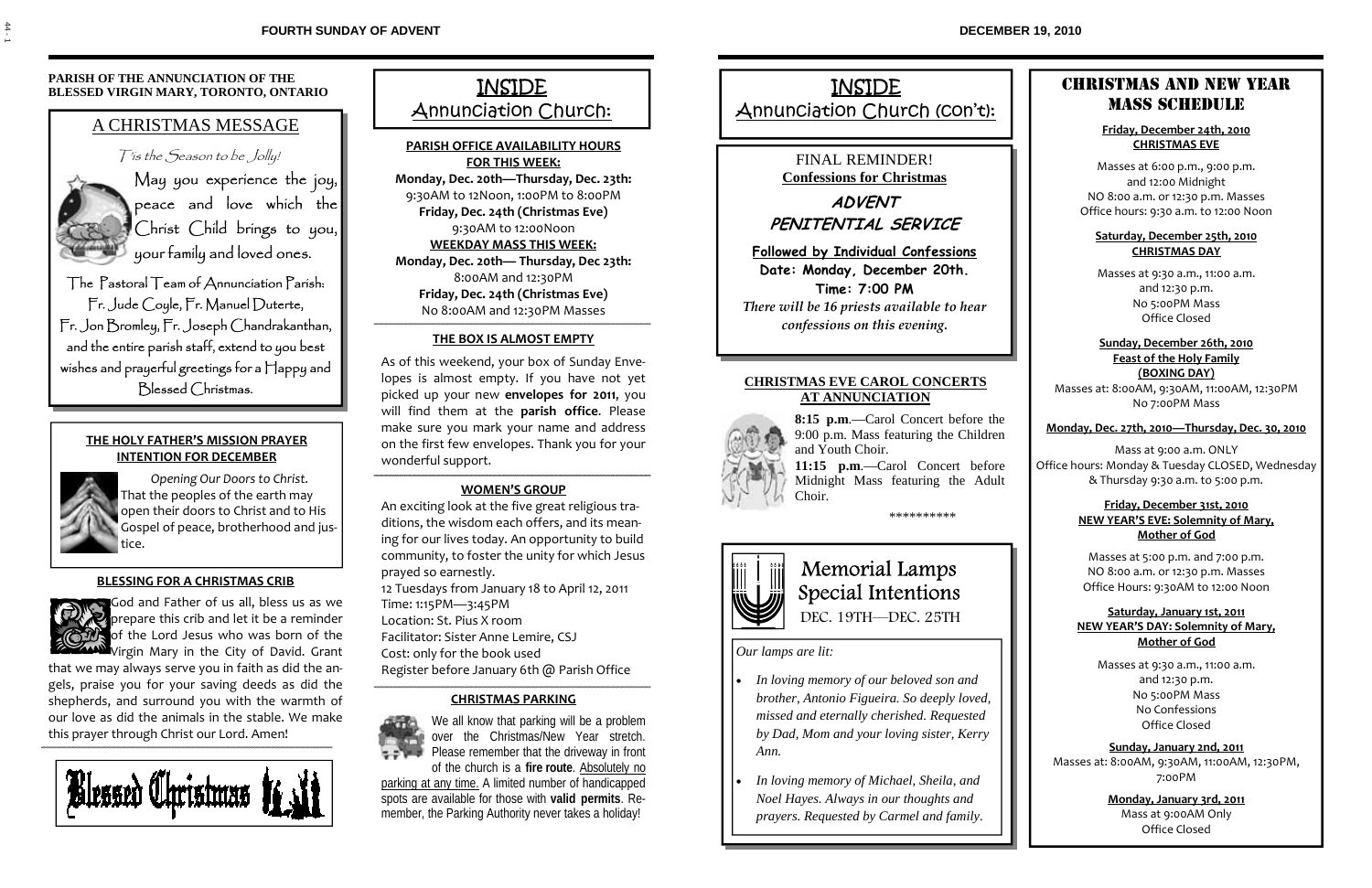**PARISH OF THE ANNUNCIATION OF THE BLESSED VIRGIN MARY, TORONTO, ONTARIO**

## A CHRISTMAS MESSAGE

*T'is the Season to be Jolly!*

May you experience the joy, peace and love which the Christ Child brings to you, your family and loved ones.

The Pastoral Team of Annunciation Parish: Fr. Jude Coyle, Fr. Manuel Duterte, Fr. Jon Bromley, Fr. Joseph Chandrakanthan, and the entire parish staff, extend to you best wishes and prayerful greetings for a Happy and Blessed Christmas.

### THE HOLY FATHER'S MISSION PRAYER INTENTION FOR DECEMBER

*Opening Our Doors to Christ.* That the peoples of the earth may open their doors to Christ and to His Gospel of peace, brotherhood and justice.

### BLESSING FOR A CHRISTMAS CRIB

God and Father of us all, bless us as we prepare this crib and let it be a reminder of the Lord Jesus who was born of the Virgin Mary in the City of David. Grant that we may always serve you in faith as did the angels, praise you for your saving deeds as did the shepherds, and surround you with the warmth of our love as did the animals in the stable. We make this prayer through Christ our Lord. Amen!

Blessed Christmas

## INSIDE Annunciation Church:

**PARISH OFFICE AVAILABILITY HOURS FOR THIS WEEK:**

**Monday, Dec. 20th—Thursday, Dec. 23th:**
9:30AM to 12Noon, 1:00PM to 8:00PM
**Friday, Dec. 24th (Christmas Eve)**
9:30AM to 12:00Noon

**WEEKDAY MASS THIS WEEK:**

**Monday, Dec. 20th— Thursday, Dec 23th:**
8:00AM and 12:30PM
**Friday, Dec. 24th (Christmas Eve)**
No 8:00AM and 12:30PM Masses

### THE BOX IS ALMOST EMPTY

As of this weekend, your box of Sunday Envelopes is almost empty. If you have not yet picked up your new **envelopes for 2011**, you will find them at the **parish office**. Please make sure you mark your name and address on the first few envelopes. Thank you for your wonderful support.

### WOMEN'S GROUP

An exciting look at the five great religious traditions, the wisdom each offers, and its meaning for our lives today. An opportunity to build community, to foster the unity for which Jesus prayed so earnestly.
12 Tuesdays from January 18 to April 12, 2011
Time: 1:15PM—3:45PM
Location: St. Pius X room
Facilitator: Sister Anne Lemire, CSJ
Cost: only for the book used
Register before January 6th @ Parish Office

### CHRISTMAS PARKING

We all know that parking will be a problem over the Christmas/New Year stretch. Please remember that the driveway in front of the church is a **fire route**. Absolutely no parking at any time. A limited number of handicapped spots are available for those with **valid permits**. Remember, the Parking Authority never takes a holiday!

## INSIDE Annunciation Church (con't):

FINAL REMINDER!
**Confessions for Christmas**

***ADVENT PENITENTIAL SERVICE***

**Followed by Individual Confessions**
**Date: Monday, December 20th.**
**Time: 7:00 PM**
*There will be 16 priests available to hear confessions on this evening.*

### CHRISTMAS EVE CAROL CONCERTS AT ANNUNCIATION

**8:15 p.m**.—Carol Concert before the 9:00 p.m. Mass featuring the Children and Youth Choir.
**11:15 p.m**.—Carol Concert before Midnight Mass featuring the Adult Choir.

\*\*\*\*\*\*\*\*\*\*

### Memorial Lamps Special Intentions

DEC. 19TH—DEC. 25TH

*Our lamps are lit:*

- *In loving memory of our beloved son and brother, Antonio Figueira. So deeply loved, missed and eternally cherished. Requested by Dad, Mom and your loving sister, Kerry Ann.*
- *In loving memory of Michael, Sheila, and Noel Hayes. Always in our thoughts and prayers. Requested by Carmel and family.*

## CHRISTMAS AND NEW YEAR MASS SCHEDULE

**Friday, December 24th, 2010**
**CHRISTMAS EVE**

Masses at 6:00 p.m., 9:00 p.m. and 12:00 Midnight
NO 8:00 a.m. or 12:30 p.m. Masses
Office hours: 9:30 a.m. to 12:00 Noon

**Saturday, December 25th, 2010**
**CHRISTMAS DAY**

Masses at 9:30 a.m., 11:00 a.m. and 12:30 p.m.
No 5:00PM Mass
Office Closed

**Sunday, December 26th, 2010**
**Feast of the Holy Family**
**(BOXING DAY)**

Masses at: 8:00AM, 9:30AM, 11:00AM, 12:30PM
No 7:00PM Mass

**Monday, Dec. 27th, 2010—Thursday, Dec. 30, 2010**

Mass at 9:00 a.m. ONLY
Office hours: Monday & Tuesday CLOSED, Wednesday & Thursday 9:30 a.m. to 5:00 p.m.

**Friday, December 31st, 2010**
**NEW YEAR'S EVE: Solemnity of Mary, Mother of God**

Masses at 5:00 p.m. and 7:00 p.m.
NO 8:00 a.m. or 12:30 p.m. Masses
Office Hours: 9:30AM to 12:00 Noon

**Saturday, January 1st, 2011**
**NEW YEAR'S DAY: Solemnity of Mary, Mother of God**

Masses at 9:30 a.m., 11:00 a.m. and 12:30 p.m.
No 5:00PM Mass
No Confessions
Office Closed

**Sunday, January 2nd, 2011**

Masses at: 8:00AM, 9:30AM, 11:00AM, 12:30PM, 7:00PM

**Monday, January 3rd, 2011**

Mass at 9:00AM Only
Office Closed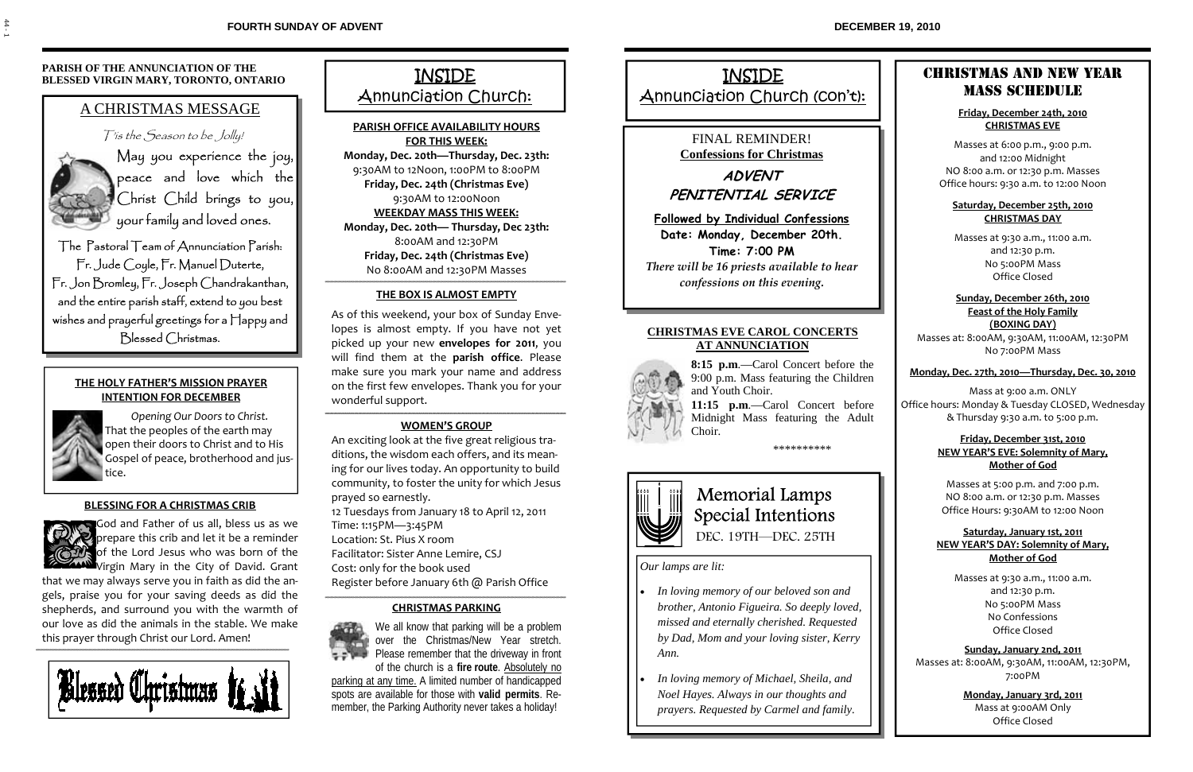**PARISH OF THE ANNUNCIATION OF THE BLESSED VIRGIN MARY, TORONTO, ONTARIO**

## A CHRISTMAS MESSAGE

*T'is the Season to be Jolly!*

May you experience the joy, peace and love which the Christ Child brings to you, your family and loved ones.

The Pastoral Team of Annunciation Parish: Fr. Jude Coyle, Fr. Manuel Duterte, Fr. Jon Bromley, Fr. Joseph Chandrakanthan, and the entire parish staff, extend to you best wishes and prayerful greetings for a Happy and Blessed Christmas.

### THE HOLY FATHER'S MISSION PRAYER INTENTION FOR DECEMBER

*Opening Our Doors to Christ.* That the peoples of the earth may open their doors to Christ and to His Gospel of peace, brotherhood and justice.

### BLESSING FOR A CHRISTMAS CRIB

God and Father of us all, bless us as we prepare this crib and let it be a reminder of the Lord Jesus who was born of the Virgin Mary in the City of David. Grant that we may always serve you in faith as did the angels, praise you for your saving deeds as did the shepherds, and surround you with the warmth of our love as did the animals in the stable. We make this prayer through Christ our Lord. Amen!

Blessed Christmas

## INSIDE Annunciation Church:

### PARISH OFFICE AVAILABILITY HOURS FOR THIS WEEK:

**Monday, Dec. 20th—Thursday, Dec. 23th:**
9:30AM to 12Noon, 1:00PM to 8:00PM
**Friday, Dec. 24th (Christmas Eve)**
9:30AM to 12:00Noon

**WEEKDAY MASS THIS WEEK:**
**Monday, Dec. 20th— Thursday, Dec 23th:**
8:00AM and 12:30PM
**Friday, Dec. 24th (Christmas Eve)**
No 8:00AM and 12:30PM Masses

### THE BOX IS ALMOST EMPTY

As of this weekend, your box of Sunday Envelopes is almost empty. If you have not yet picked up your new **envelopes for 2011**, you will find them at the **parish office**. Please make sure you mark your name and address on the first few envelopes. Thank you for your wonderful support.

### WOMEN'S GROUP

An exciting look at the five great religious traditions, the wisdom each offers, and its meaning for our lives today. An opportunity to build community, to foster the unity for which Jesus prayed so earnestly.
12 Tuesdays from January 18 to April 12, 2011
Time: 1:15PM—3:45PM
Location: St. Pius X room
Facilitator: Sister Anne Lemire, CSJ
Cost: only for the book used
Register before January 6th @ Parish Office

### CHRISTMAS PARKING

We all know that parking will be a problem over the Christmas/New Year stretch. Please remember that the driveway in front of the church is a **fire route**. Absolutely no parking at any time. A limited number of handicapped spots are available for those with **valid permits**. Remember, the Parking Authority never takes a holiday!

## INSIDE Annunciation Church (con't):

FINAL REMINDER!
**Confessions for Christmas**

***ADVENT PENITENTIAL SERVICE***

**Followed by Individual Confessions**
**Date: Monday, December 20th.**
**Time: 7:00 PM**
*There will be 16 priests available to hear confessions on this evening.*

### CHRISTMAS EVE CAROL CONCERTS AT ANNUNCIATION

**8:15 p.m**.—Carol Concert before the 9:00 p.m. Mass featuring the Children and Youth Choir.

**11:15 p.m**.—Carol Concert before Midnight Mass featuring the Adult Choir.

**********

### Memorial Lamps Special Intentions

DEC. 19TH—DEC. 25TH

*Our lamps are lit:*

- *In loving memory of our beloved son and brother, Antonio Figueira. So deeply loved, missed and eternally cherished. Requested by Dad, Mom and your loving sister, Kerry Ann.*
- *In loving memory of Michael, Sheila, and Noel Hayes. Always in our thoughts and prayers. Requested by Carmel and family.*

## CHRISTMAS AND NEW YEAR MASS SCHEDULE

**Friday, December 24th, 2010**
**CHRISTMAS EVE**

Masses at 6:00 p.m., 9:00 p.m. and 12:00 Midnight
NO 8:00 a.m. or 12:30 p.m. Masses
Office hours: 9:30 a.m. to 12:00 Noon

**Saturday, December 25th, 2010**
**CHRISTMAS DAY**

Masses at 9:30 a.m., 11:00 a.m. and 12:30 p.m.
No 5:00PM Mass
Office Closed

**Sunday, December 26th, 2010**
**Feast of the Holy Family**
**(BOXING DAY)**

Masses at: 8:00AM, 9:30AM, 11:00AM, 12:30PM
No 7:00PM Mass

**Monday, Dec. 27th, 2010—Thursday, Dec. 30, 2010**

Mass at 9:00 a.m. ONLY
Office hours: Monday & Tuesday CLOSED, Wednesday & Thursday 9:30 a.m. to 5:00 p.m.

**Friday, December 31st, 2010**
**NEW YEAR'S EVE: Solemnity of Mary, Mother of God**

Masses at 5:00 p.m. and 7:00 p.m.
NO 8:00 a.m. or 12:30 p.m. Masses
Office Hours: 9:30AM to 12:00 Noon

**Saturday, January 1st, 2011**
**NEW YEAR'S DAY: Solemnity of Mary, Mother of God**

Masses at 9:30 a.m., 11:00 a.m. and 12:30 p.m.
No 5:00PM Mass
No Confessions
Office Closed

**Sunday, January 2nd, 2011**

Masses at: 8:00AM, 9:30AM, 11:00AM, 12:30PM, 7:00PM

**Monday, January 3rd, 2011**

Mass at 9:00AM Only
Office Closed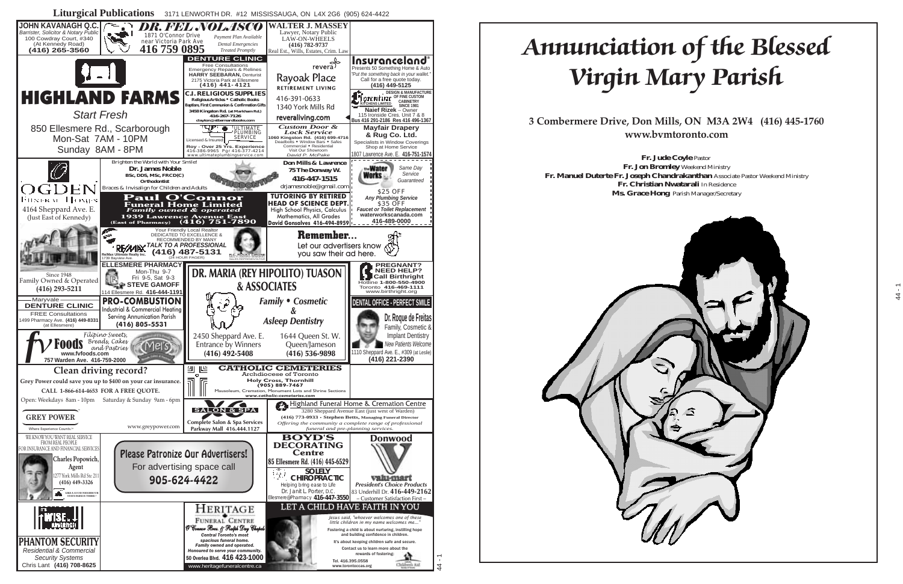**Liturgical Publications** 3171 LENWORTH DR. #12 MISSISSAUGA, ON L4X 2G6 (905) 624-4422

**JOHN KAVANAGH Q.C.**
Barrister, Solicitor & Notary Public
100 Cowdray Court, #340
(At Kennedy Road)
**(416) 265-3560**

**DR. FEL NOLASCO**
1871 O'Connor Drive
near Victoria Park Ave
*Payment Plan Available*
*Dental Emergencies*
*Treated Promptly*
**416 759 0895**

**WALTER J. MASSEY**
Lawyer, Notary Public
LAW-ON-WHEELS
**(416) 782-9737**
Real Est., Wills, Estates, Crim. Law

**HIGHLAND FARMS**
*Start Fresh*
850 Ellesmere Rd., Scarborough
Mon-Sat 7AM - 10PM
Sunday 8AM - 8PM

**DENTURE CLINIC**
Free Consultations
Emergency Repairs & Relines
**HARRY SEEBARAN**, Denturist
2175 Victoria Park at Ellesmere
**(416) 441-4121**

revera
Rayoak Place
RETIREMENT LIVING
416-391-0633
1340 York Mills Rd
reveraliving.com

**Insuranceland**®
Presents 50 Something Home & Auto
*"Put the something back in your wallet."*
Call for a free quote today.
**(416) 449-5125**

**C.J. RELIGIOUS SUPPLIES**
Religious Articles • Catholic Books
Baptism, First Communion & Confirmation Gifts
3458 Kingston Rd. (at Markham Rd.)
416-267-7126
clayton@stbernardbooks.com

Florentine KITCHENS LIMITED
DESIGN & MANUFACTURE OF FINE CUSTOM CABINETRY SINCE 1981
**Naief Rizek** – Owner
115 Ironside Cres. Unit 7 & 8
Bus 416 291-2186 Res 416 496-1367

ULTIMATE PLUMBING SERVICE
Licensed & Insured
**Roy - Over 25 Yrs. Experience**
416-386-9965 Pgr 416-377-4214
www.ultimateplumbingservice.com

*Custom Door & Lock Service*
1060 Kingston Rd. (416) 699-4716
Deadbolts • Window Bars • Safes
Commercial • Residential
Visit Our Showroom
*David P. McPake*

**Mayfair Drapery & Rug Co. Ltd.**
Specialists in Window Coverings
Shop at Home Service
1807 Lawrence Ave. E. **416-751-1574**

OGDEN FUNERAL HOMES
4164 Sheppard Ave. E.
(Just East of Kennedy)

Brighten the World with Your Smile!
**Dr. James Noble**
BSc, DDS, MSc, FRCD(C)
Orthodontist
Braces & Invisalign for Children and Adults

**Don Mills & Lawrence**
**75 The Donway W.**
**416-447-1515**
drjamesnoble@gmail.com

the Water Works
*Same Day Service Guaranteed*
$25 OFF
*Any Plumbing Service*
$35 OFF
*Faucet or Toilet Replacement*
**waterworkscanada.com**
**416-489-0000**

**Paul O'Connor Funeral Home Limited**
*Family owned & operated*
**1939 Lawrence Avenue East**
(East of Pharmacy) **(416) 751-7890**

**TUTORING BY RETIRED HEAD OF SCIENCE DEPT.**
High School Physics, Calculus
Mathematics, All Grades
**David Gonsalves 416-494-8959**

Your Friendly Local Realtor
DEDICATED TO EXCELLENCE & RECOMMENDED BY MANY
*TALK TO A PROFESSIONAL*
RE/MAX Re/Max Ultimate Realty Inc. 1739 Bayview Ave.
**(416) 487-5131**
(24 HOUR PAGER)
R.C. ROCKY CIRONE

**Remember...**
Let our advertisers know you saw their ad here.

**ELLESMERE PHARMACY**
Since 1948
Family Owned & Operated
**(416) 293-5211**
Mon-Thu 9-7
Fri 9-5, Sat 9-3
**STEVE GAMOFF**
114 Ellesmere Rd. **416-444-1191**

**DR. MARIA (REY HIPOLITO) TUASON & ASSOCIATES**
*Family • Cosmetic & Asleep Dentistry*
2450 Sheppard Ave. E.
Entrance by Winners
**(416) 492-5408**
1644 Queen St. W.
Queen/Jameson
**(416) 536-9898**

**PREGNANT? NEED HELP?**
**Call Birthright**
Hotline **1-800-550-4900**
Toronto **416-469-1111**
www.birthright.org

— Maryvale —
**DENTURE CLINIC**
FREE Consultations
1499 Pharmacy Ave. **(416) 449-8331**
(at Ellesmere)

**PRO-COMBUSTION**
Industrial & Commercial Heating
Serving Annunciation Parish
**(416) 805-5531**

**DENTAL OFFICE - PERFECT SMILE**
**Dr. Roque de Freitas**
Family, Cosmetic & Implant Dentistry
*New Patients Welcome*
1110 Sheppard Ave. E., #309 (at Leslie)
**(416) 221-2390**

**fv Foods**
*Filipino Sweets, Breads, Cakes and Pastries*
**www.fvfoods.com**
**757 Warden Ave. 416-759-2000**

**Clean driving record?**
**Grey Power could save you up to $400 on your car insurance.**
**CALL 1-866-614-4653 FOR A FREE QUOTE.**
Open: Weekdays 8am - 10pm Saturday & Sunday 9am - 6pm
**GREY POWER**
Where Experience Counts™
www.greypower.com

**CATHOLIC CEMETERIES**
Archdiocese of Toronto
**Holy Cross, Thornhill**
**(905) 889-7467**
Mausoleum, Cremation, Monument Lots and Shrine Sections
*www.catholic-cemeteries.com*

**XO SALON & SPA**
**Complete Salon & Spa Services**
**Parkway Mall 416.444.1127**

Highland Funeral Home & Cremation Centre
3280 Sheppard Avenue East (just west of Warden)
**(416) 773-0933 • Stephen Betts, Managing Funeral Director**
*Offering the community a complete range of professional funeral and pre-planning services.*

WE KNOW YOU WANT REAL SERVICE FROM REAL PEOPLE FOR INSURANCE AND FINANCIAL SERVICES
**Charles Popowich, Agent**
1277 York Mills Rd Ste 211
**(416) 449-3326**
LIKE A GOOD NEIGHBOUR STATE FARM IS THERE.®

**Please Patronize Our Advertisers!**
For advertising space call
**905-624-4422**

**BOYD'S DECORATING Centre**
**85 Ellesmere Rd. (416) 445-6529**

**SOLELY CHIROPRACTIC**
Helping bring ease to Life
Dr. Janit L. Porter, D.C.
Ellesmere@Pharmacy **416-447-3550**

**Donwood**
**valu-mart**
*President's Choice Products*
83 Underhill Dr. **416-449-2162**
– Customer Satisfaction First –

IT'S WISE TO ADVERTISE
**PHANTOM SECURITY**
*Residential & Commercial Security Systems*
Chris Lant **(416) 708-8625**

**HERITAGE FUNERAL CENTRE**
*O'Connor Bros. & Ralph Day Chapels*
*Central Toronto's most spacious funeral home.*
*Family owned and operated.*
*Honoured to serve your community.*
**50 Overlea Blvd. 416 423-1000**
www.heritagefuneralcentre.ca

**LET A CHILD HAVE FAITH IN YOU**
*Jesus said, "whoever welcomes one of these little children in my name welcomes me..."*
Fostering a child is about nurturing, instilling hope and building confidence in children.
It's about keeping children safe and secure.
Contact us to learn more about the rewards of fostering:
Tel. 416.395.0558
www.torontoccas.org
Children's Aid Society of Toronto

# *Annunciation of the Blessed Virgin Mary Parish*

**3 Combermere Drive, Don Mills, ON M3A 2W4 (416) 445-1760**
**www.bvmtoronto.com**

**Fr. Jude Coyle** Pastor
**Fr. Jon Bromley** Weekend Ministry
**Fr. Manuel Duterte Fr. Joseph Chandrakanthan** Associate Pastor Weekend Ministry
**Fr. Christian Nwatarali** In Residence
**Ms. Grace Hong** Parish Manager/Secretary